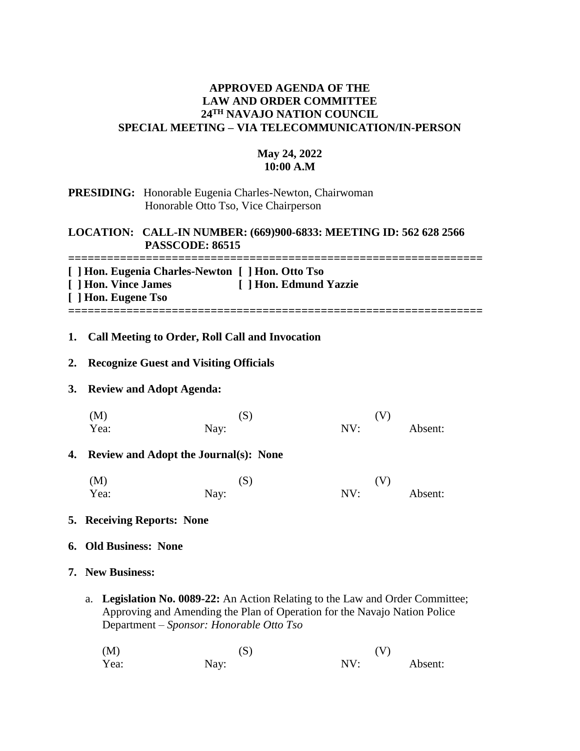# APPROVED AGENDA OF THE LAW AND ORDER COMMITTEE 24TH NAVAJO NATION COUNCIL SPECIAL MEETING – VIA TELECOMMUNICATION/IN-PERSON

**May 24, 2022**
**10:00 A.M**

**PRESIDING:** Honorable Eugenia Charles-Newton, Chairwoman
Honorable Otto Tso, Vice Chairperson

**LOCATION: CALL-IN NUMBER: (669)900-6833: MEETING ID: 562 628 2566 PASSCODE: 86515**

================================================================

**[ ] Hon. Eugenia Charles-Newton [ ] Hon. Otto Tso**
**[ ] Hon. Vince James [ ] Hon. Edmund Yazzie**
**[ ] Hon. Eugene Tso**

================================================================

1. **Call Meeting to Order, Roll Call and Invocation**

2. **Recognize Guest and Visiting Officials**

3. **Review and Adopt Agenda:**

   (M) (S) (V)
   Yea: Nay: NV: Absent:

4. **Review and Adopt the Journal(s): None**

   (M) (S) (V)
   Yea: Nay: NV: Absent:

5. **Receiving Reports: None**

6. **Old Business: None**

7. **New Business:**

   a. **Legislation No. 0089-22:** An Action Relating to the Law and Order Committee; Approving and Amending the Plan of Operation for the Navajo Nation Police Department – *Sponsor: Honorable Otto Tso*

   (M) (S) (V)
   Yea: Nay: NV: Absent: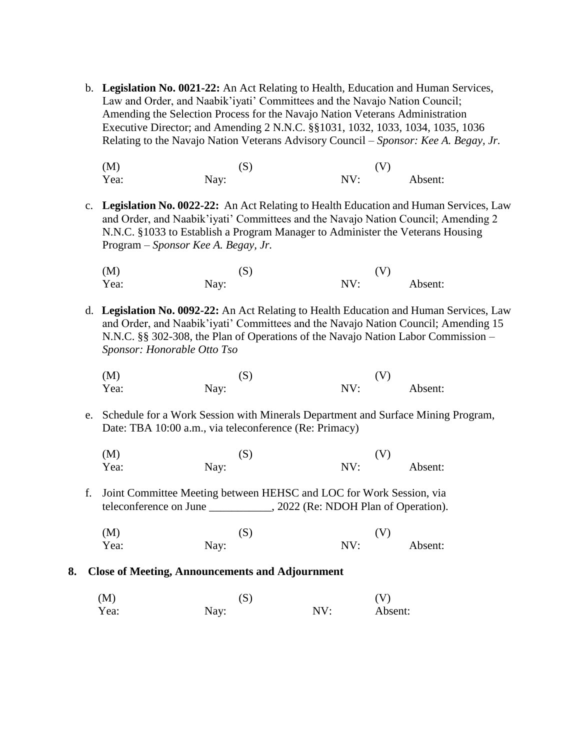b. **Legislation No. 0021-22:** An Act Relating to Health, Education and Human Services, Law and Order, and Naabik'iyati' Committees and the Navajo Nation Council; Amending the Selection Process for the Navajo Nation Veterans Administration Executive Director; and Amending 2 N.N.C. §§1031, 1032, 1033, 1034, 1035, 1036 Relating to the Navajo Nation Veterans Advisory Council – *Sponsor: Kee A. Begay, Jr.*

(M) (S) (V)
Yea: Nay: NV: Absent:

c. **Legislation No. 0022-22:** An Act Relating to Health Education and Human Services, Law and Order, and Naabik'iyati' Committees and the Navajo Nation Council; Amending 2 N.N.C. §1033 to Establish a Program Manager to Administer the Veterans Housing Program – *Sponsor Kee A. Begay, Jr.*

(M) (S) (V)
Yea: Nay: NV: Absent:

d. **Legislation No. 0092-22:** An Act Relating to Health Education and Human Services, Law and Order, and Naabik'iyati' Committees and the Navajo Nation Council; Amending 15 N.N.C. §§ 302-308, the Plan of Operations of the Navajo Nation Labor Commission – *Sponsor: Honorable Otto Tso*

(M) (S) (V)
Yea: Nay: NV: Absent:

e. Schedule for a Work Session with Minerals Department and Surface Mining Program, Date: TBA 10:00 a.m., via teleconference (Re: Primacy)

(M) (S) (V)
Yea: Nay: NV: Absent:

f. Joint Committee Meeting between HEHSC and LOC for Work Session, via teleconference on June ___________, 2022 (Re: NDOH Plan of Operation).

(M) (S) (V)
Yea: Nay: NV: Absent:

## 8. Close of Meeting, Announcements and Adjournment

(M) (S) (V)
Yea: Nay: NV: Absent: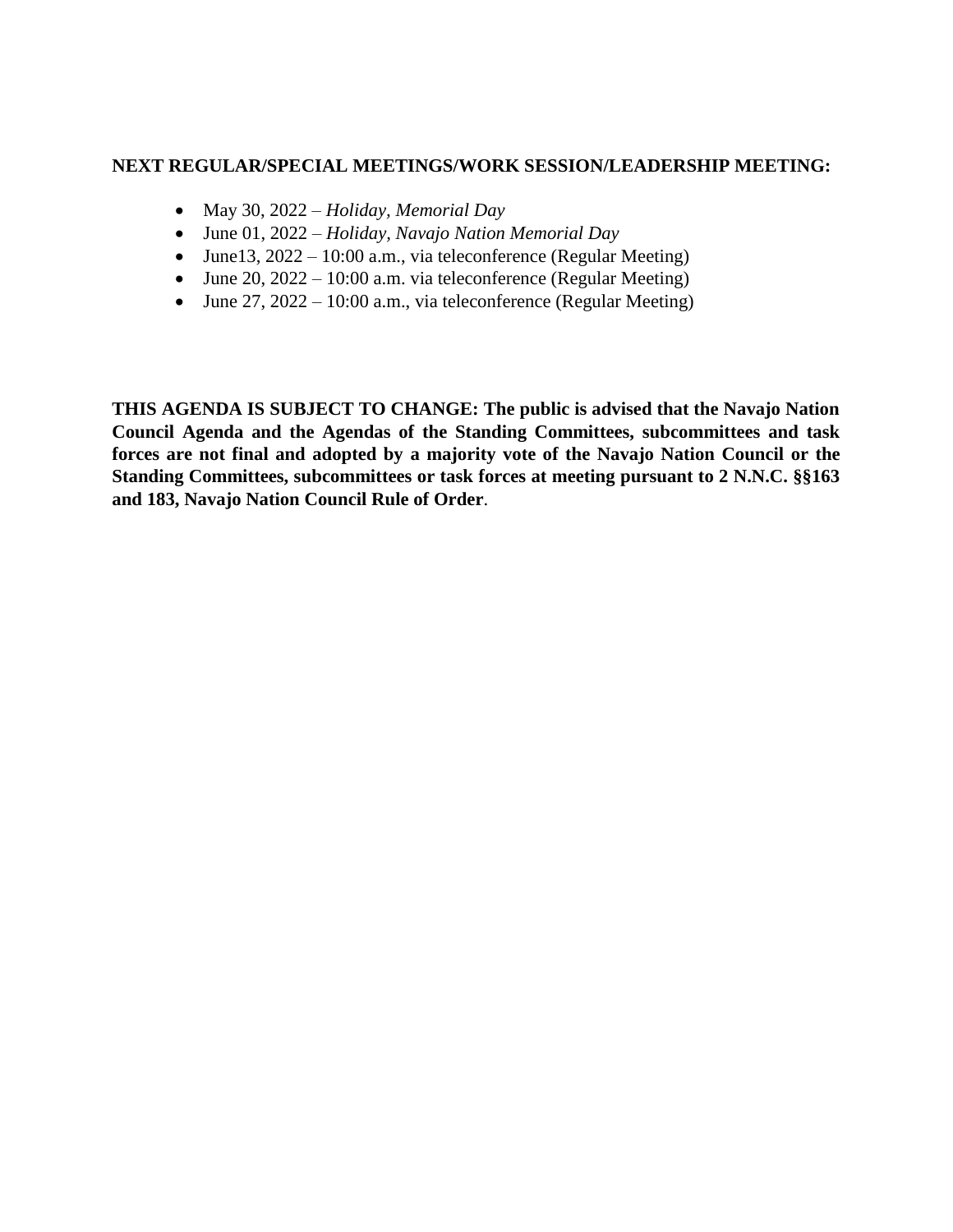**NEXT REGULAR/SPECIAL MEETINGS/WORK SESSION/LEADERSHIP MEETING:**

- May 30, 2022 – *Holiday, Memorial Day*
- June 01, 2022 – *Holiday, Navajo Nation Memorial Day*
- June13, 2022 – 10:00 a.m., via teleconference (Regular Meeting)
- June 20, 2022 – 10:00 a.m. via teleconference (Regular Meeting)
- June 27, 2022 – 10:00 a.m., via teleconference (Regular Meeting)

**THIS AGENDA IS SUBJECT TO CHANGE: The public is advised that the Navajo Nation Council Agenda and the Agendas of the Standing Committees, subcommittees and task forces are not final and adopted by a majority vote of the Navajo Nation Council or the Standing Committees, subcommittees or task forces at meeting pursuant to 2 N.N.C. §§163 and 183, Navajo Nation Council Rule of Order**.